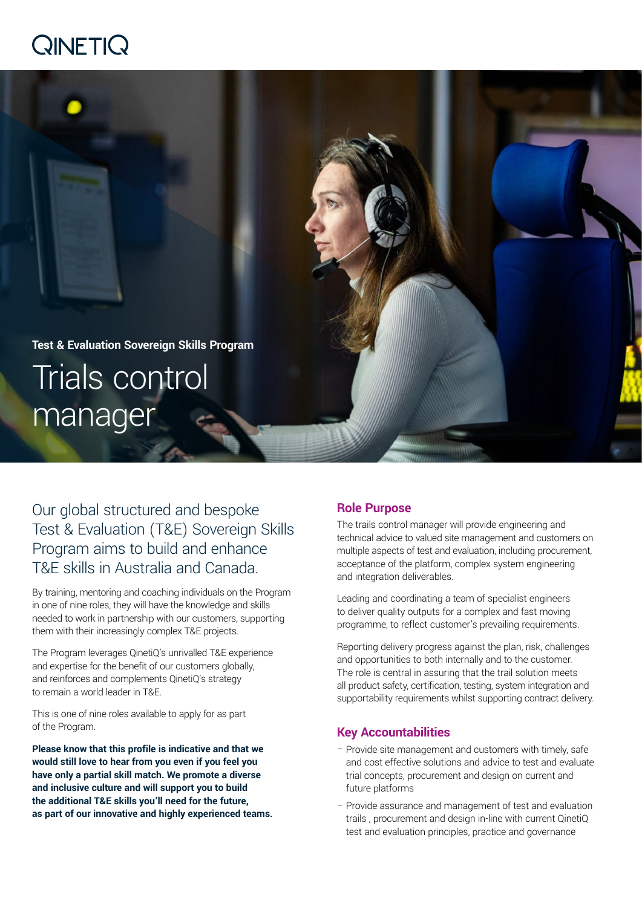QINETIQ

**Test & Evaluation Sovereign Skills Program**

# Trials control manager

## Our global structured and bespoke Test & Evaluation (T&E) Sovereign Skills Program aims to build and enhance T&E skills in Australia and Canada.

By training, mentoring and coaching individuals on the Program in one of nine roles, they will have the knowledge and skills needed to work in partnership with our customers, supporting them with their increasingly complex T&E projects.

The Program leverages QinetiQ's unrivalled T&E experience and expertise for the benefit of our customers globally, and reinforces and complements QinetiQ's strategy to remain a world leader in T&E.

This is one of nine roles available to apply for as part of the Program.

**Please know that this profile is indicative and that we would still love to hear from you even if you feel you have only a partial skill match. We promote a diverse and inclusive culture and will support you to build the additional T&E skills you'll need for the future, as part of our innovative and highly experienced teams.**

## Role Purpose

The trails control manager will provide engineering and technical advice to valued site management and customers on multiple aspects of test and evaluation, including procurement, acceptance of the platform, complex system engineering and integration deliverables.

Leading and coordinating a team of specialist engineers to deliver quality outputs for a complex and fast moving programme, to reflect customer's prevailing requirements.

Reporting delivery progress against the plan, risk, challenges and opportunities to both internally and to the customer. The role is central in assuring that the trail solution meets all product safety, certification, testing, system integration and supportability requirements whilst supporting contract delivery.

## Key Accountabilities

- Provide site management and customers with timely, safe and cost effective solutions and advice to test and evaluate trial concepts, procurement and design on current and future platforms
- Provide assurance and management of test and evaluation trails , procurement and design in-line with current QinetiQ test and evaluation principles, practice and governance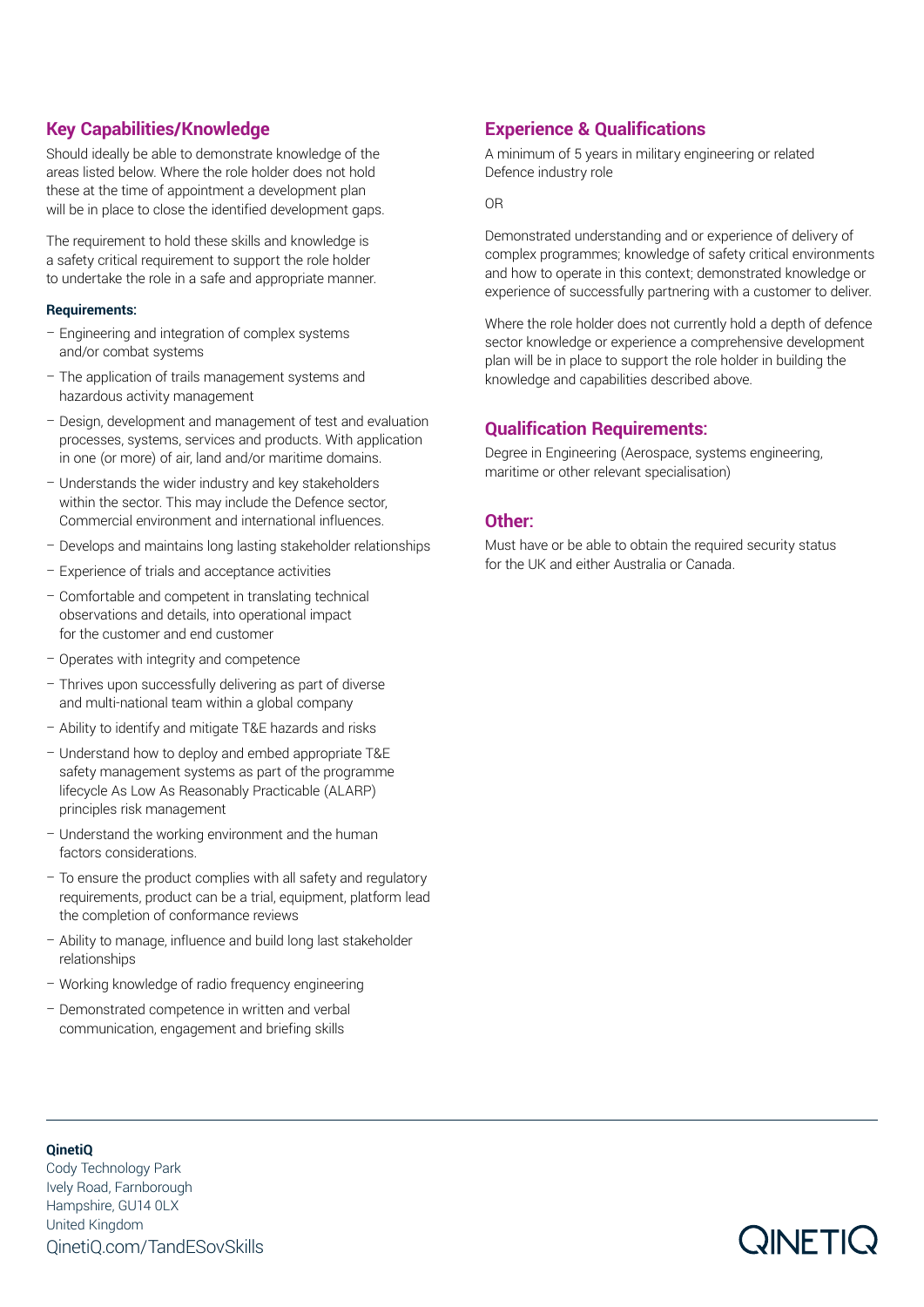## Key Capabilities/Knowledge

Should ideally be able to demonstrate knowledge of the areas listed below. Where the role holder does not hold these at the time of appointment a development plan will be in place to close the identified development gaps.

The requirement to hold these skills and knowledge is a safety critical requirement to support the role holder to undertake the role in a safe and appropriate manner.

**Requirements:**

- Engineering and integration of complex systems and/or combat systems
- The application of trails management systems and hazardous activity management
- Design, development and management of test and evaluation processes, systems, services and products. With application in one (or more) of air, land and/or maritime domains.
- Understands the wider industry and key stakeholders within the sector. This may include the Defence sector, Commercial environment and international influences.
- Develops and maintains long lasting stakeholder relationships
- Experience of trials and acceptance activities
- Comfortable and competent in translating technical observations and details, into operational impact for the customer and end customer
- Operates with integrity and competence
- Thrives upon successfully delivering as part of diverse and multi-national team within a global company
- Ability to identify and mitigate T&E hazards and risks
- Understand how to deploy and embed appropriate T&E safety management systems as part of the programme lifecycle As Low As Reasonably Practicable (ALARP) principles risk management
- Understand the working environment and the human factors considerations.
- To ensure the product complies with all safety and regulatory requirements, product can be a trial, equipment, platform lead the completion of conformance reviews
- Ability to manage, influence and build long last stakeholder relationships
- Working knowledge of radio frequency engineering
- Demonstrated competence in written and verbal communication, engagement and briefing skills

## Experience & Qualifications

A minimum of 5 years in military engineering or related Defence industry role

OR

Demonstrated understanding and or experience of delivery of complex programmes; knowledge of safety critical environments and how to operate in this context; demonstrated knowledge or experience of successfully partnering with a customer to deliver.

Where the role holder does not currently hold a depth of defence sector knowledge or experience a comprehensive development plan will be in place to support the role holder in building the knowledge and capabilities described above.

## Qualification Requirements:

Degree in Engineering (Aerospace, systems engineering, maritime or other relevant specialisation)

## Other:

Must have or be able to obtain the required security status for the UK and either Australia or Canada.

**QinetiQ**
Cody Technology Park
Ively Road, Farnborough
Hampshire, GU14 0LX
United Kingdom
QinetiQ.com/TandESovSkills

QINETIQ